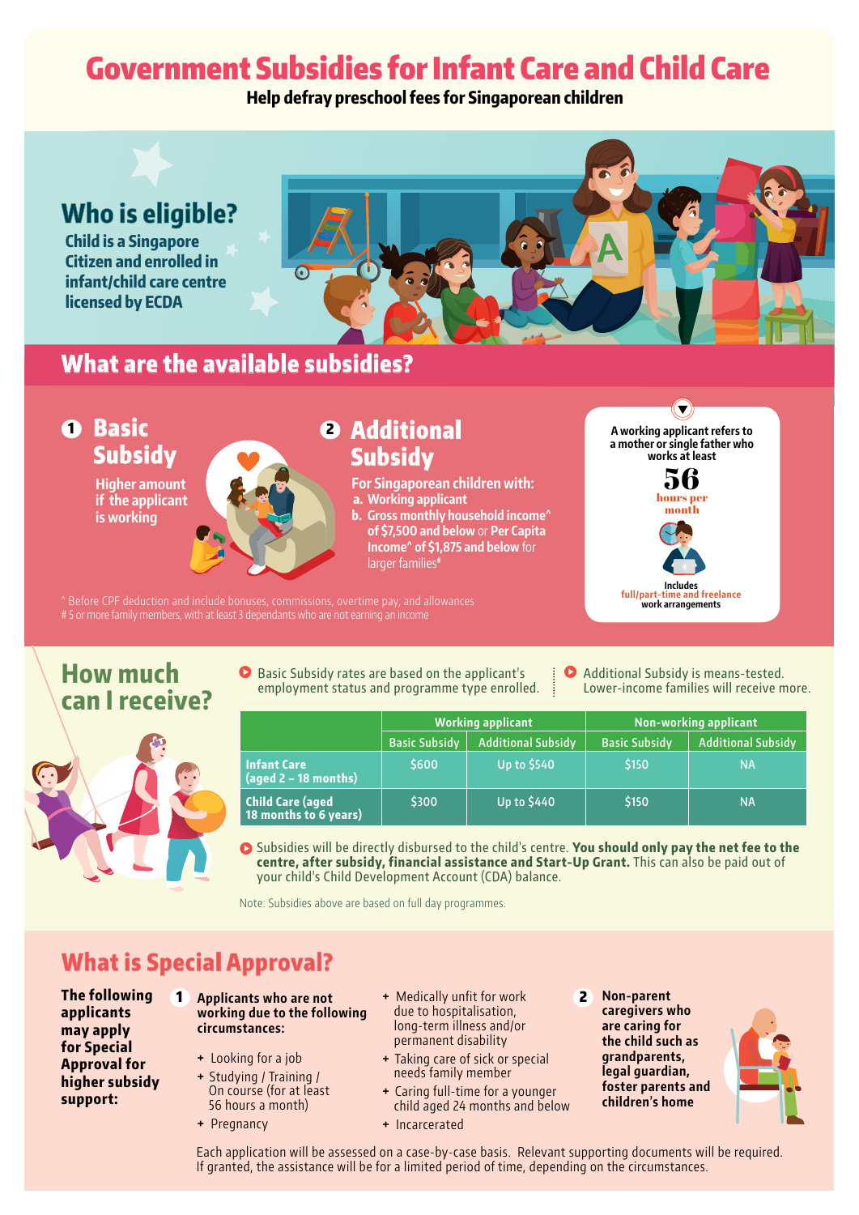# Government Subsidies for Infant Care and Child Care

**Help defray preschool fees for Singaporean children**

## Who is eligible?

**Child is a Singapore Citizen and enrolled in infant/child care centre licensed by ECDA**

## What are the available subsidies?

### 1 Basic Subsidy

**Higher amount if the applicant is working**

### 2 Additional Subsidy

**For Singaporean children with:**

a. **Working applicant**

b. **Gross monthly household income^ of $7,500 and below** or **Per Capita Income^ of $1,875 and below** for larger families#

A working applicant refers to a mother or single father who works at least **56 hours per month**

Includes **full/part-time and freelance** work arrangements

^ Before CPF deduction and include bonuses, commissions, overtime pay, and allowances

# 5 or more family members, with at least 3 dependants who are not earning an income

## How much can I receive?

- Basic Subsidy rates are based on the applicant's employment status and programme type enrolled.
- Additional Subsidy is means-tested. Lower-income families will receive more.

| | Working applicant | | Non-working applicant | |
|---|---|---|---|---|
| | Basic Subsidy | Additional Subsidy | Basic Subsidy | Additional Subsidy |
| **Infant Care (aged 2 – 18 months)** | $600 | Up to $540 | $150 | NA |
| **Child Care (aged 18 months to 6 years)** | $300 | Up to $440 | $150 | NA |

- Subsidies will be directly disbursed to the child's centre. **You should only pay the net fee to the centre, after subsidy, financial assistance and Start-Up Grant.** This can also be paid out of your child's Child Development Account (CDA) balance.

Note: Subsidies above are based on full day programmes.

## What is Special Approval?

**The following applicants may apply for Special Approval for higher subsidy support:**

**1 Applicants who are not working due to the following circumstances:**

- Looking for a job
- Studying / Training / On course (for at least 56 hours a month)
- Pregnancy
- Medically unfit for work due to hospitalisation, long-term illness and/or permanent disability
- Taking care of sick or special needs family member
- Caring full-time for a younger child aged 24 months and below
- Incarcerated

**2 Non-parent caregivers who are caring for the child such as grandparents, legal guardian, foster parents and children's home**

Each application will be assessed on a case-by-case basis. Relevant supporting documents will be required. If granted, the assistance will be for a limited period of time, depending on the circumstances.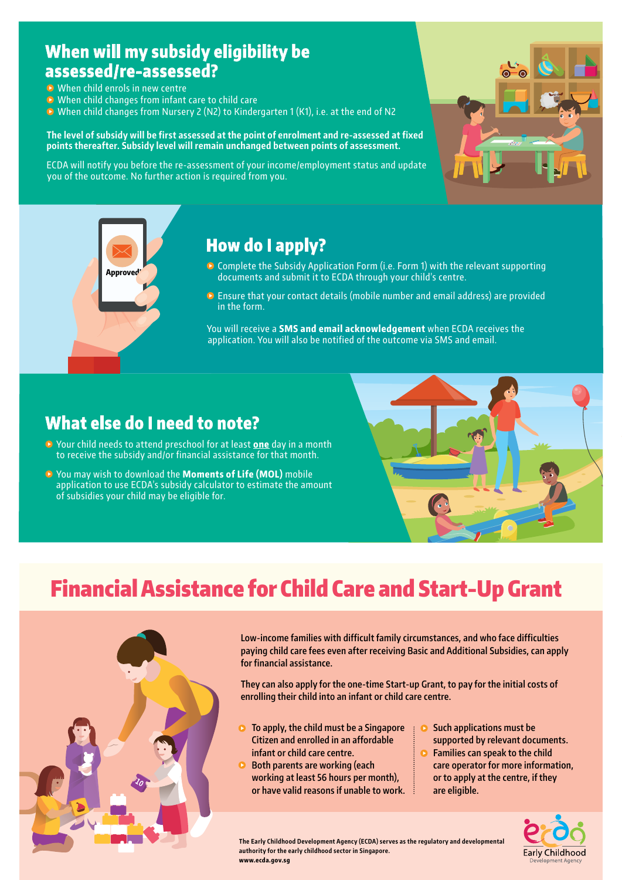## When will my subsidy eligibility be assessed/re-assessed?

- When child enrols in new centre
- When child changes from infant care to child care
- When child changes from Nursery 2 (N2) to Kindergarten 1 (K1), i.e. at the end of N2

**The level of subsidy will be first assessed at the point of enrolment and re-assessed at fixed points thereafter. Subsidy level will remain unchanged between points of assessment.**

ECDA will notify you before the re-assessment of your income/employment status and update you of the outcome. No further action is required from you.

## How do I apply?

- Complete the Subsidy Application Form (i.e. Form 1) with the relevant supporting documents and submit it to ECDA through your child's centre.
- Ensure that your contact details (mobile number and email address) are provided in the form.

You will receive a **SMS and email acknowledgement** when ECDA receives the application. You will also be notified of the outcome via SMS and email.

## What else do I need to note?

- Your child needs to attend preschool for at least **one** day in a month to receive the subsidy and/or financial assistance for that month.
- You may wish to download the **Moments of Life (MOL)** mobile application to use ECDA's subsidy calculator to estimate the amount of subsidies your child may be eligible for.

# Financial Assistance for Child Care and Start-Up Grant

Low-income families with difficult family circumstances, and who face difficulties paying child care fees even after receiving Basic and Additional Subsidies, can apply for financial assistance.

They can also apply for the one-time Start-up Grant, to pay for the initial costs of enrolling their child into an infant or child care centre.

- To apply, the child must be a Singapore Citizen and enrolled in an affordable infant or child care centre.
- Both parents are working (each working at least 56 hours per month), or have valid reasons if unable to work.
- Such applications must be supported by relevant documents.
- Families can speak to the child care operator for more information, or to apply at the centre, if they are eligible.

The Early Childhood Development Agency (ECDA) serves as the regulatory and developmental authority for the early childhood sector in Singapore.
www.ecda.gov.sg

Early Childhood Development Agency